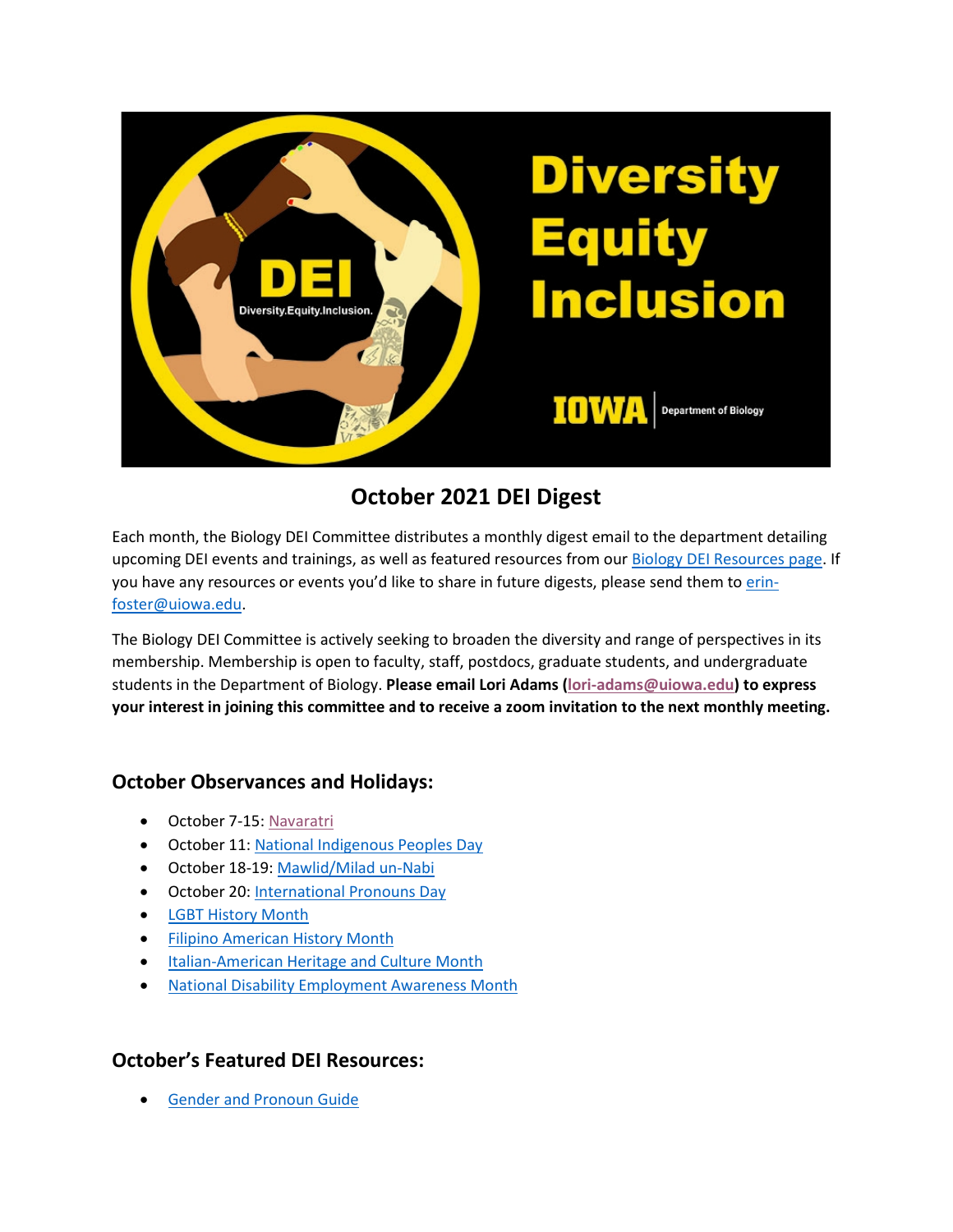# October 2021 DEI Digest

Each month, the Biology DEI Committee distributes a monthly digest email to the department detailing upcoming DEI events and trainings, as well as featured resources from our Biology DEI Resources page. If you have any resources or events you'd like to share in future digests, please send them to erin-foster@uiowa.edu.

The Biology DEI Committee is actively seeking to broaden the diversity and range of perspectives in its membership. Membership is open to faculty, staff, postdocs, graduate students, and undergraduate students in the Department of Biology. **Please email Lori Adams (lori-adams@uiowa.edu) to express your interest in joining this committee and to receive a zoom invitation to the next monthly meeting.**

## October Observances and Holidays:

- October 7-15: Navaratri
- October 11: National Indigenous Peoples Day
- October 18-19: Mawlid/Milad un-Nabi
- October 20: International Pronouns Day
- LGBT History Month
- Filipino American History Month
- Italian-American Heritage and Culture Month
- National Disability Employment Awareness Month

## October's Featured DEI Resources:

- Gender and Pronoun Guide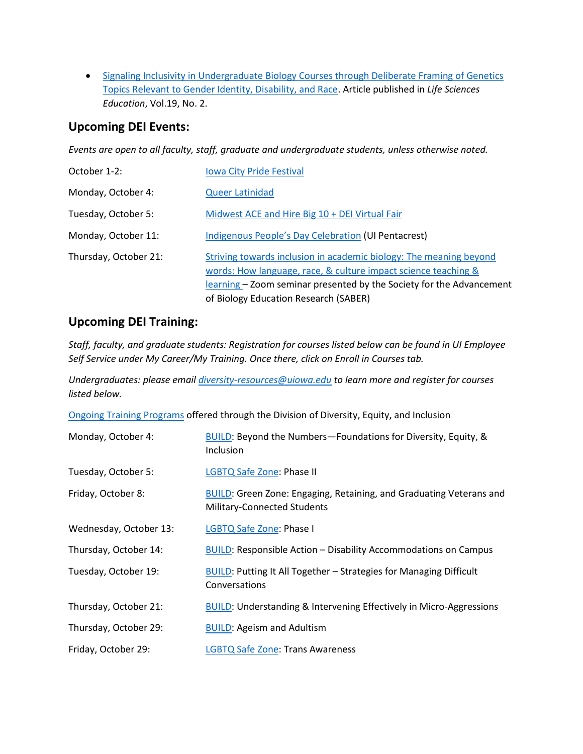- Signaling Inclusivity in Undergraduate Biology Courses through Deliberate Framing of Genetics Topics Relevant to Gender Identity, Disability, and Race. Article published in *Life Sciences Education*, Vol.19, No. 2.

## Upcoming DEI Events:

*Events are open to all faculty, staff, graduate and undergraduate students, unless otherwise noted.*

| | |
|---|---|
| October 1-2: | Iowa City Pride Festival |
| Monday, October 4: | Queer Latinidad |
| Tuesday, October 5: | Midwest ACE and Hire Big 10 + DEI Virtual Fair |
| Monday, October 11: | Indigenous People's Day Celebration (UI Pentacrest) |
| Thursday, October 21: | Striving towards inclusion in academic biology: The meaning beyond words: How language, race, & culture impact science teaching & learning – Zoom seminar presented by the Society for the Advancement of Biology Education Research (SABER) |

## Upcoming DEI Training:

*Staff, faculty, and graduate students: Registration for courses listed below can be found in UI Employee Self Service under My Career/My Training. Once there, click on Enroll in Courses tab.*

*Undergraduates: please email diversity-resources@uiowa.edu to learn more and register for courses listed below.*

Ongoing Training Programs offered through the Division of Diversity, Equity, and Inclusion

| | |
|---|---|
| Monday, October 4: | BUILD: Beyond the Numbers—Foundations for Diversity, Equity, & Inclusion |
| Tuesday, October 5: | LGBTQ Safe Zone: Phase II |
| Friday, October 8: | BUILD: Green Zone: Engaging, Retaining, and Graduating Veterans and Military-Connected Students |
| Wednesday, October 13: | LGBTQ Safe Zone: Phase I |
| Thursday, October 14: | BUILD: Responsible Action – Disability Accommodations on Campus |
| Tuesday, October 19: | BUILD: Putting It All Together – Strategies for Managing Difficult Conversations |
| Thursday, October 21: | BUILD: Understanding & Intervening Effectively in Micro-Aggressions |
| Thursday, October 29: | BUILD: Ageism and Adultism |
| Friday, October 29: | LGBTQ Safe Zone: Trans Awareness |